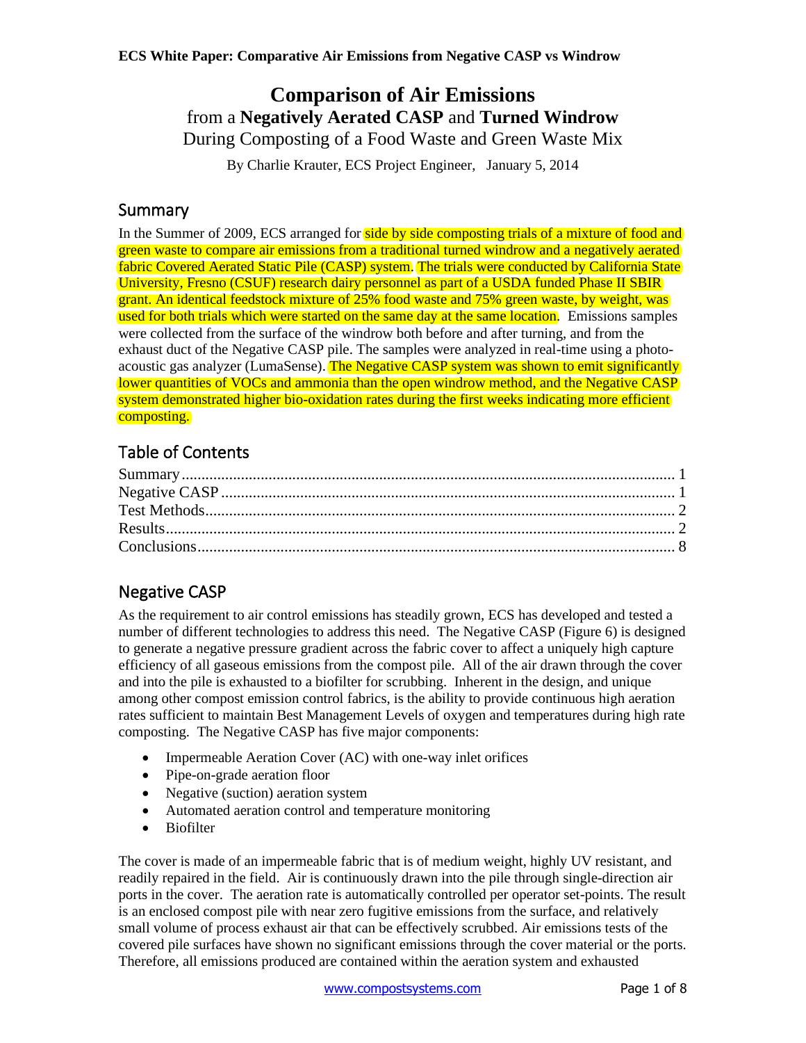# Comparison of Air Emissions

from a **Negatively Aerated CASP** and **Turned Windrow**
During Composting of a Food Waste and Green Waste Mix

By Charlie Krauter, ECS Project Engineer, January 5, 2014

## Summary

In the Summer of 2009, ECS arranged for side by side composting trials of a mixture of food and green waste to compare air emissions from a traditional turned windrow and a negatively aerated fabric Covered Aerated Static Pile (CASP) system. The trials were conducted by California State University, Fresno (CSUF) research dairy personnel as part of a USDA funded Phase II SBIR grant. An identical feedstock mixture of 25% food waste and 75% green waste, by weight, was used for both trials which were started on the same day at the same location. Emissions samples were collected from the surface of the windrow both before and after turning, and from the exhaust duct of the Negative CASP pile. The samples were analyzed in real-time using a photo-acoustic gas analyzer (LumaSense). The Negative CASP system was shown to emit significantly lower quantities of VOCs and ammonia than the open windrow method, and the Negative CASP system demonstrated higher bio-oxidation rates during the first weeks indicating more efficient composting.

## Table of Contents

Summary ........................................................ 1
Negative CASP ................................................ 1
Test Methods .................................................. 2
Results .......................................................... 2
Conclusions ................................................... 8

## Negative CASP

As the requirement to air control emissions has steadily grown, ECS has developed and tested a number of different technologies to address this need. The Negative CASP (Figure 6) is designed to generate a negative pressure gradient across the fabric cover to affect a uniquely high capture efficiency of all gaseous emissions from the compost pile. All of the air drawn through the cover and into the pile is exhausted to a biofilter for scrubbing. Inherent in the design, and unique among other compost emission control fabrics, is the ability to provide continuous high aeration rates sufficient to maintain Best Management Levels of oxygen and temperatures during high rate composting. The Negative CASP has five major components:

- Impermeable Aeration Cover (AC) with one-way inlet orifices
- Pipe-on-grade aeration floor
- Negative (suction) aeration system
- Automated aeration control and temperature monitoring
- Biofilter

The cover is made of an impermeable fabric that is of medium weight, highly UV resistant, and readily repaired in the field. Air is continuously drawn into the pile through single-direction air ports in the cover. The aeration rate is automatically controlled per operator set-points. The result is an enclosed compost pile with near zero fugitive emissions from the surface, and relatively small volume of process exhaust air that can be effectively scrubbed. Air emissions tests of the covered pile surfaces have shown no significant emissions through the cover material or the ports. Therefore, all emissions produced are contained within the aeration system and exhausted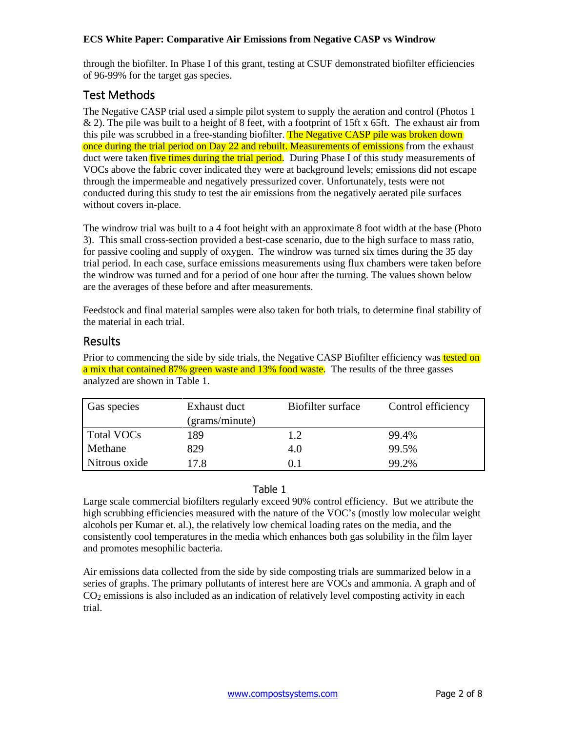through the biofilter. In Phase I of this grant, testing at CSUF demonstrated biofilter efficiencies of 96-99% for the target gas species.

## Test Methods

The Negative CASP trial used a simple pilot system to supply the aeration and control (Photos 1 & 2). The pile was built to a height of 8 feet, with a footprint of 15ft x 65ft. The exhaust air from this pile was scrubbed in a free-standing biofilter. The Negative CASP pile was broken down once during the trial period on Day 22 and rebuilt. Measurements of emissions from the exhaust duct were taken five times during the trial period. During Phase I of this study measurements of VOCs above the fabric cover indicated they were at background levels; emissions did not escape through the impermeable and negatively pressurized cover. Unfortunately, tests were not conducted during this study to test the air emissions from the negatively aerated pile surfaces without covers in-place.

The windrow trial was built to a 4 foot height with an approximate 8 foot width at the base (Photo 3). This small cross-section provided a best-case scenario, due to the high surface to mass ratio, for passive cooling and supply of oxygen. The windrow was turned six times during the 35 day trial period. In each case, surface emissions measurements using flux chambers were taken before the windrow was turned and for a period of one hour after the turning. The values shown below are the averages of these before and after measurements.

Feedstock and final material samples were also taken for both trials, to determine final stability of the material in each trial.

## Results

Prior to commencing the side by side trials, the Negative CASP Biofilter efficiency was tested on a mix that contained 87% green waste and 13% food waste. The results of the three gasses analyzed are shown in Table 1.

| Gas species | Exhaust duct (grams/minute) | Biofilter surface | Control efficiency |
|---|---|---|---|
| Total VOCs | 189 | 1.2 | 99.4% |
| Methane | 829 | 4.0 | 99.5% |
| Nitrous oxide | 17.8 | 0.1 | 99.2% |

Table 1

Large scale commercial biofilters regularly exceed 90% control efficiency. But we attribute the high scrubbing efficiencies measured with the nature of the VOC's (mostly low molecular weight alcohols per Kumar et. al.), the relatively low chemical loading rates on the media, and the consistently cool temperatures in the media which enhances both gas solubility in the film layer and promotes mesophilic bacteria.

Air emissions data collected from the side by side composting trials are summarized below in a series of graphs. The primary pollutants of interest here are VOCs and ammonia. A graph and of $CO_2$ emissions is also included as an indication of relatively level composting activity in each trial.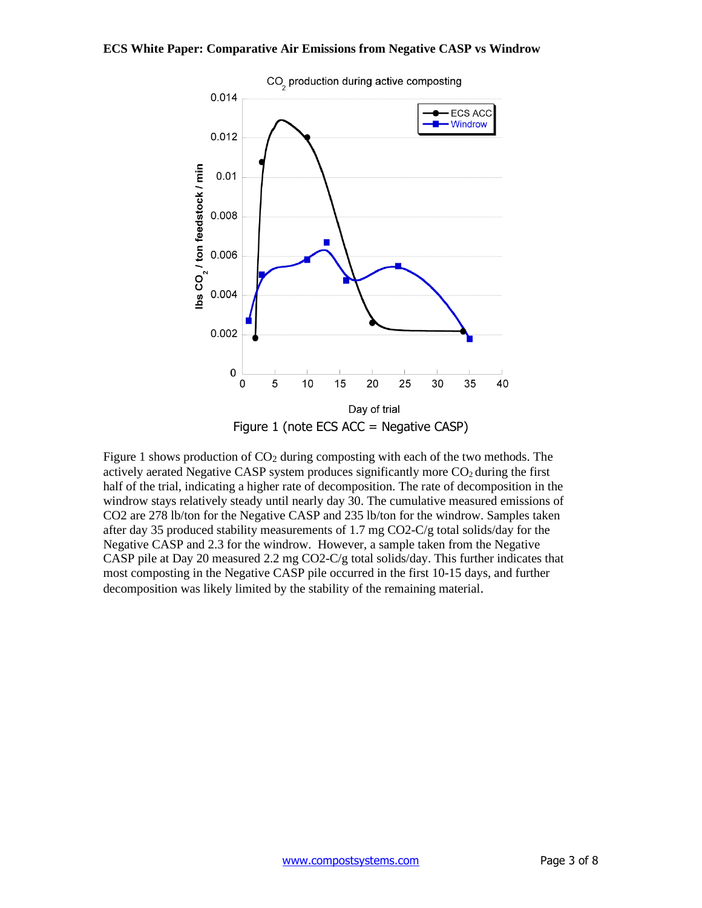Figure 1 (note ECS ACC = Negative CASP)

Figure 1 shows production of $CO_2$ during composting with each of the two methods. The actively aerated Negative CASP system produces significantly more $CO_2$ during the first half of the trial, indicating a higher rate of decomposition. The rate of decomposition in the windrow stays relatively steady until nearly day 30. The cumulative measured emissions of CO2 are 278 lb/ton for the Negative CASP and 235 lb/ton for the windrow. Samples taken after day 35 produced stability measurements of 1.7 mg CO2-C/g total solids/day for the Negative CASP and 2.3 for the windrow. However, a sample taken from the Negative CASP pile at Day 20 measured 2.2 mg CO2-C/g total solids/day. This further indicates that most composting in the Negative CASP pile occurred in the first 10-15 days, and further decomposition was likely limited by the stability of the remaining material.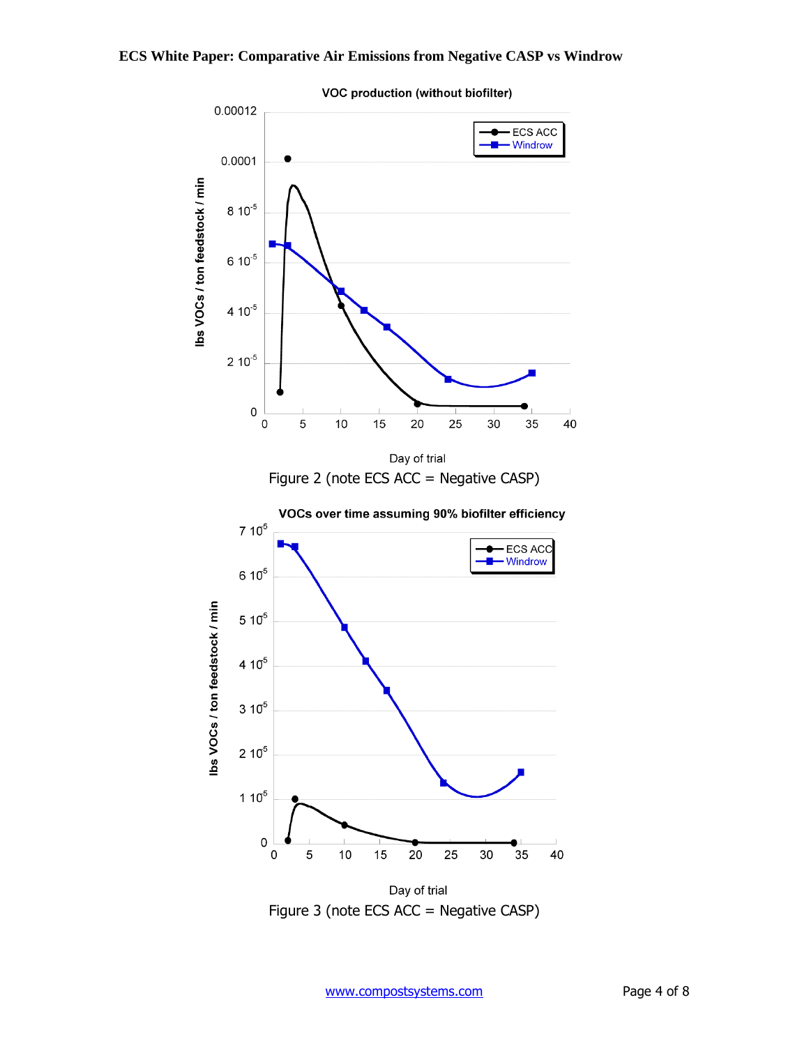VOC production (without biofilter)

Figure 2 (note ECS ACC = Negative CASP)

VOCs over time assuming 90% biofilter efficiency

Figure 3 (note ECS ACC = Negative CASP)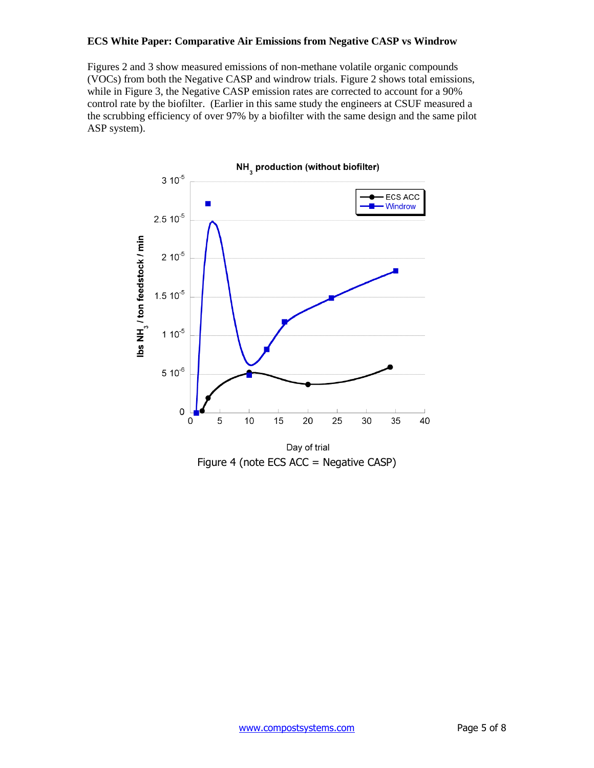Figures 2 and 3 show measured emissions of non-methane volatile organic compounds (VOCs) from both the Negative CASP and windrow trials. Figure 2 shows total emissions, while in Figure 3, the Negative CASP emission rates are corrected to account for a 90% control rate by the biofilter. (Earlier in this same study the engineers at CSUF measured a the scrubbing efficiency of over 97% by a biofilter with the same design and the same pilot ASP system).

Figure 4 (note ECS ACC = Negative CASP)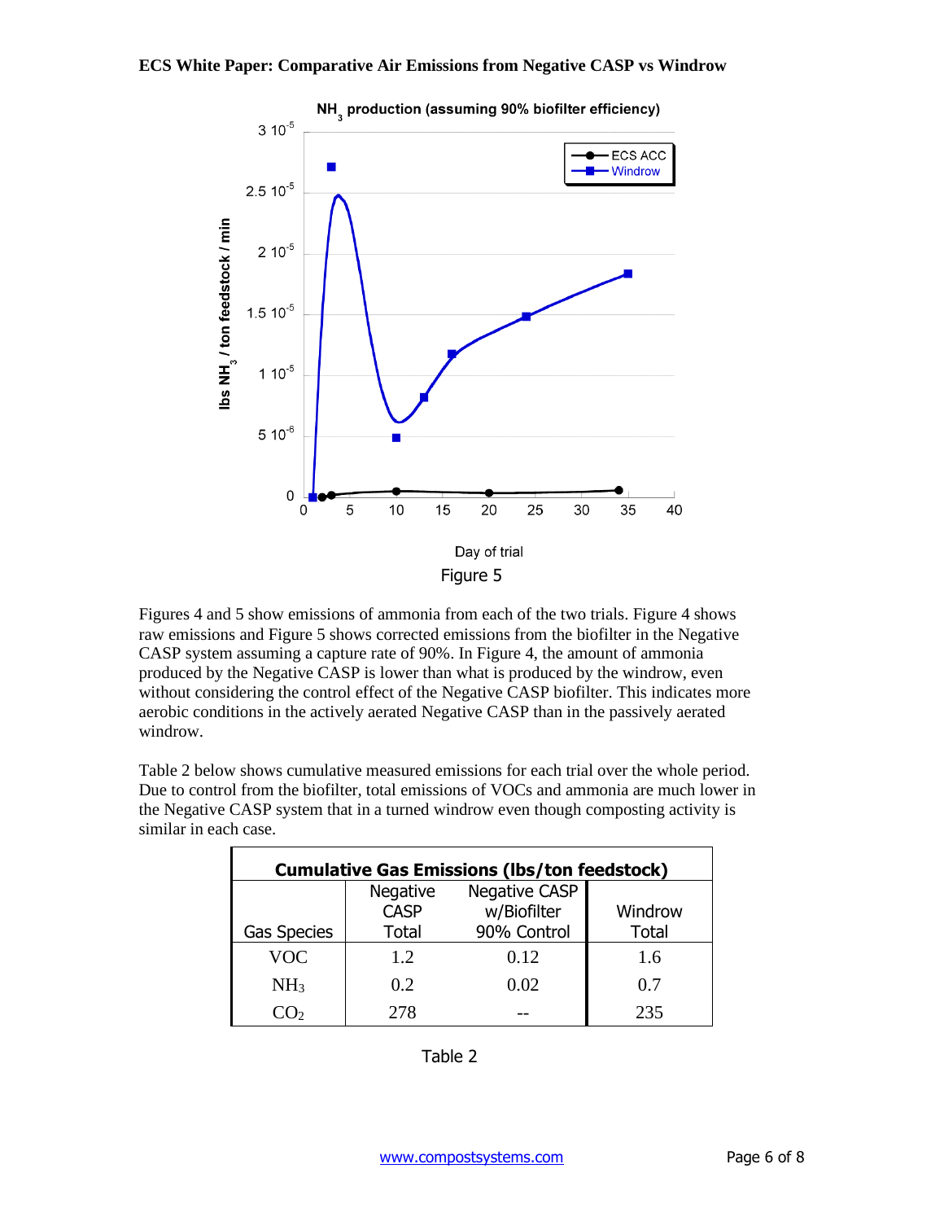Figure 5

Figures 4 and 5 show emissions of ammonia from each of the two trials. Figure 4 shows raw emissions and Figure 5 shows corrected emissions from the biofilter in the Negative CASP system assuming a capture rate of 90%. In Figure 4, the amount of ammonia produced by the Negative CASP is lower than what is produced by the windrow, even without considering the control effect of the Negative CASP biofilter. This indicates more aerobic conditions in the actively aerated Negative CASP than in the passively aerated windrow.

Table 2 below shows cumulative measured emissions for each trial over the whole period. Due to control from the biofilter, total emissions of VOCs and ammonia are much lower in the Negative CASP system that in a turned windrow even though composting activity is similar in each case.

| Cumulative Gas Emissions (lbs/ton feedstock) | | | |
|---|---|---|---|
| Gas Species | Negative CASP Total | Negative CASP w/Biofilter 90% Control | Windrow Total |
| VOC | 1.2 | 0.12 | 1.6 |
| $NH_3$ | 0.2 | 0.02 | 0.7 |
| $CO_2$ | 278 | -- | 235 |

Table 2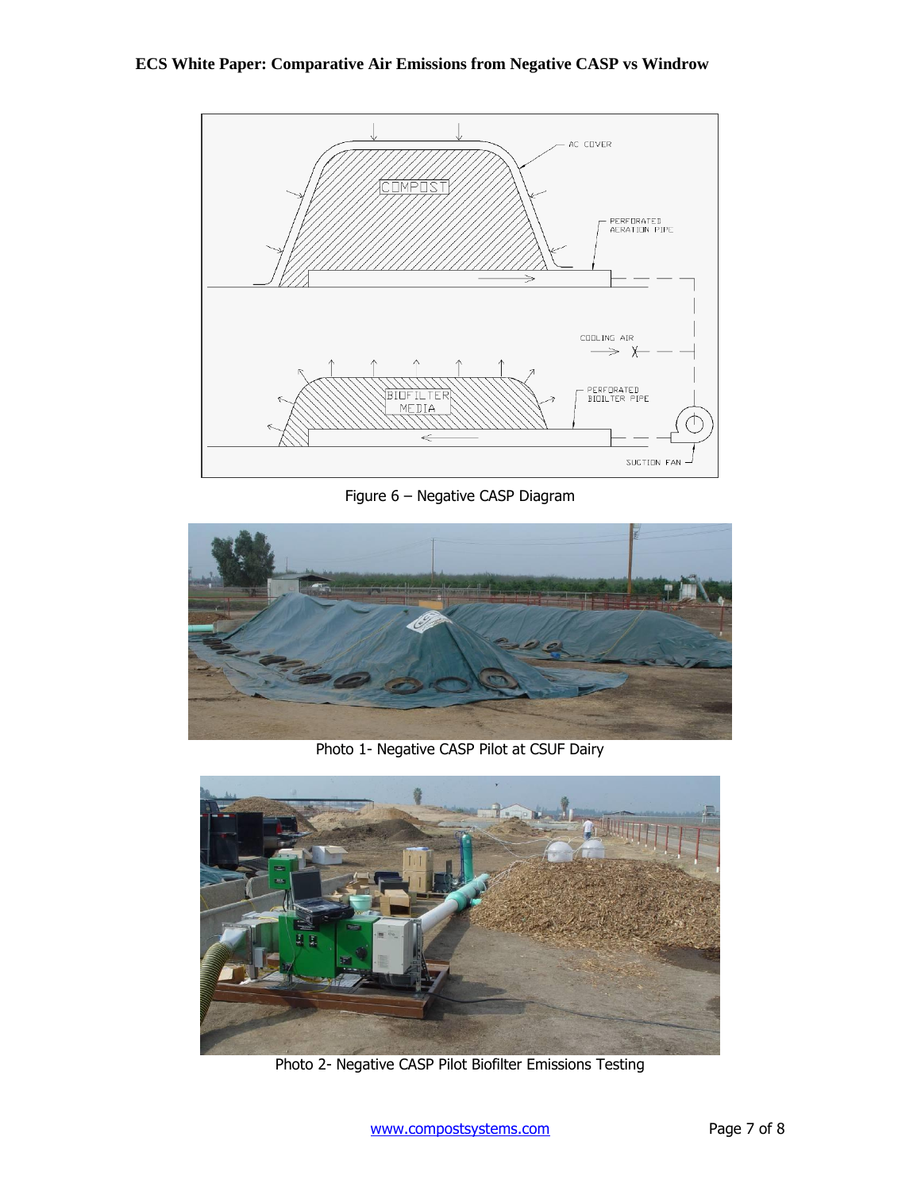Figure 6 – Negative CASP Diagram

Photo 1- Negative CASP Pilot at CSUF Dairy

Photo 2- Negative CASP Pilot Biofilter Emissions Testing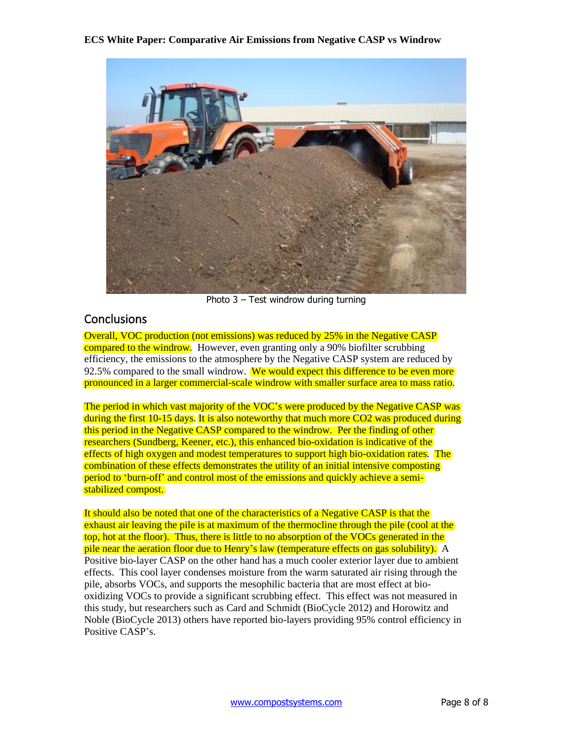Photo 3 – Test windrow during turning

## Conclusions

Overall, VOC production (not emissions) was reduced by 25% in the Negative CASP compared to the windrow. However, even granting only a 90% biofilter scrubbing efficiency, the emissions to the atmosphere by the Negative CASP system are reduced by 92.5% compared to the small windrow. We would expect this difference to be even more pronounced in a larger commercial-scale windrow with smaller surface area to mass ratio.

The period in which vast majority of the VOC's were produced by the Negative CASP was during the first 10-15 days. It is also noteworthy that much more $CO_2$ was produced during this period in the Negative CASP compared to the windrow. Per the finding of other researchers (Sundberg, Keener, etc.), this enhanced bio-oxidation is indicative of the effects of high oxygen and modest temperatures to support high bio-oxidation rates. The combination of these effects demonstrates the utility of an initial intensive composting period to 'burn-off' and control most of the emissions and quickly achieve a semi-stabilized compost.

It should also be noted that one of the characteristics of a Negative CASP is that the exhaust air leaving the pile is at maximum of the thermocline through the pile (cool at the top, hot at the floor). Thus, there is little to no absorption of the VOCs generated in the pile near the aeration floor due to Henry's law (temperature effects on gas solubility). A Positive bio-layer CASP on the other hand has a much cooler exterior layer due to ambient effects. This cool layer condenses moisture from the warm saturated air rising through the pile, absorbs VOCs, and supports the mesophilic bacteria that are most effect at bio-oxidizing VOCs to provide a significant scrubbing effect. This effect was not measured in this study, but researchers such as Card and Schmidt (BioCycle 2012) and Horowitz and Noble (BioCycle 2013) others have reported bio-layers providing 95% control efficiency in Positive CASP's.